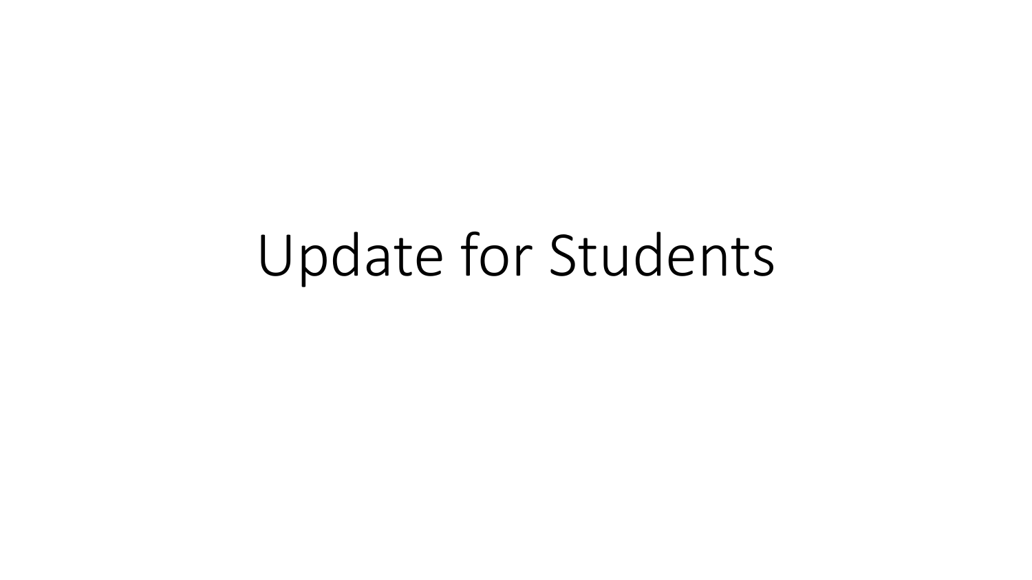# Update for Students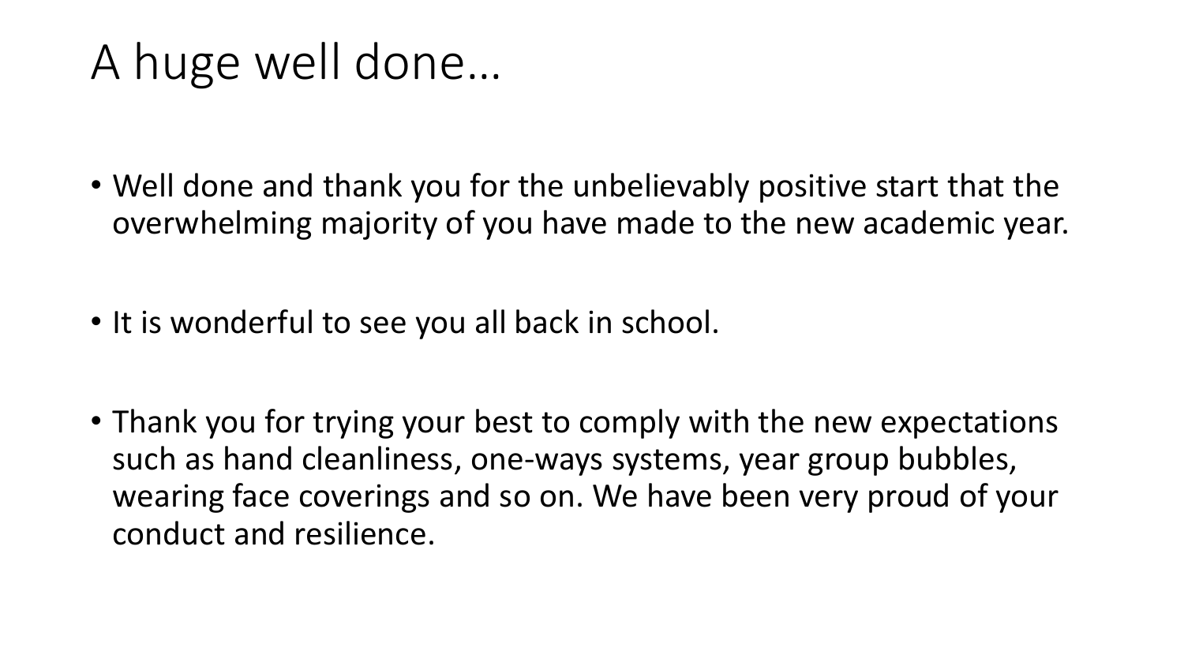# A huge well done…

- Well done and thank you for the unbelievably positive start that the overwhelming majority of you have made to the new academic year.

- It is wonderful to see you all back in school.

- Thank you for trying your best to comply with the new expectations such as hand cleanliness, one-ways systems, year group bubbles, wearing face coverings and so on. We have been very proud of your conduct and resilience.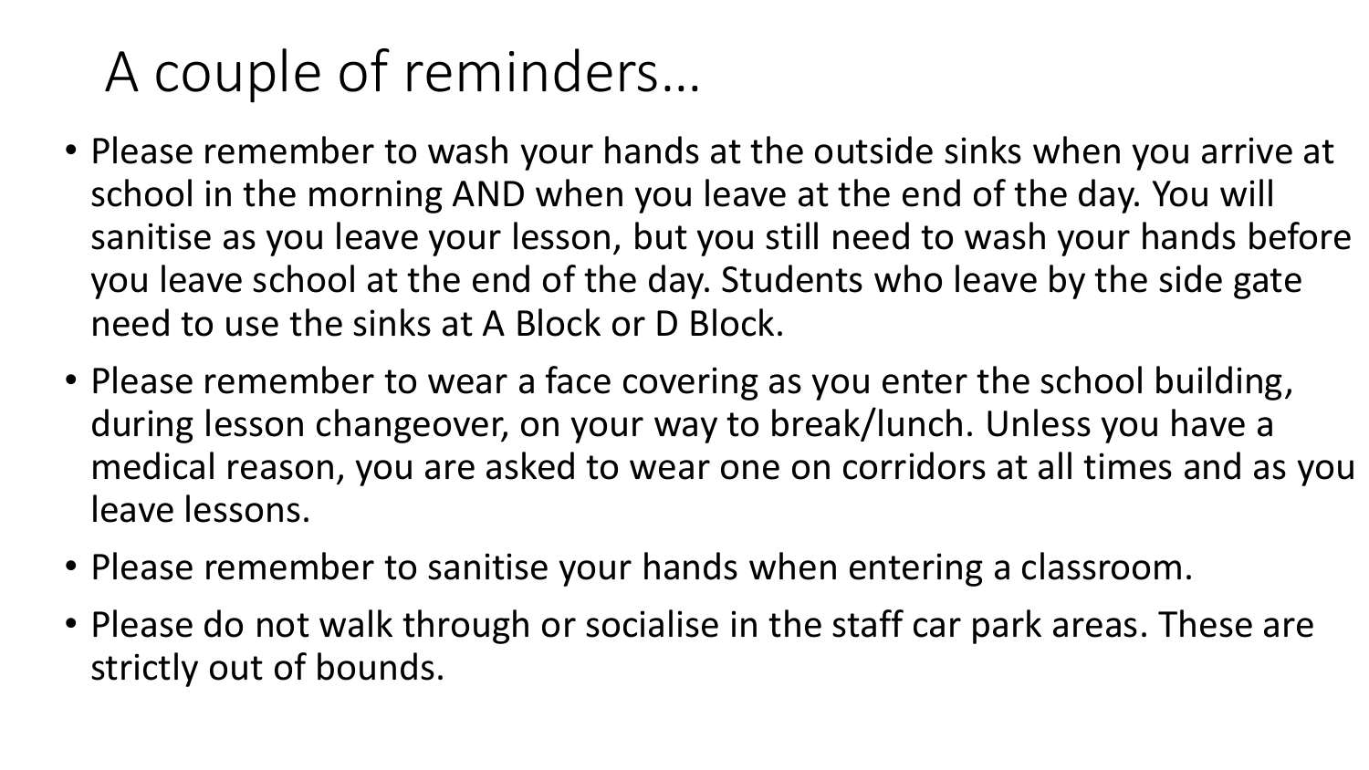# A couple of reminders…

- Please remember to wash your hands at the outside sinks when you arrive at school in the morning AND when you leave at the end of the day. You will sanitise as you leave your lesson, but you still need to wash your hands before you leave school at the end of the day. Students who leave by the side gate need to use the sinks at A Block or D Block.
- Please remember to wear a face covering as you enter the school building, during lesson changeover, on your way to break/lunch. Unless you have a medical reason, you are asked to wear one on corridors at all times and as you leave lessons.
- Please remember to sanitise your hands when entering a classroom.
- Please do not walk through or socialise in the staff car park areas. These are strictly out of bounds.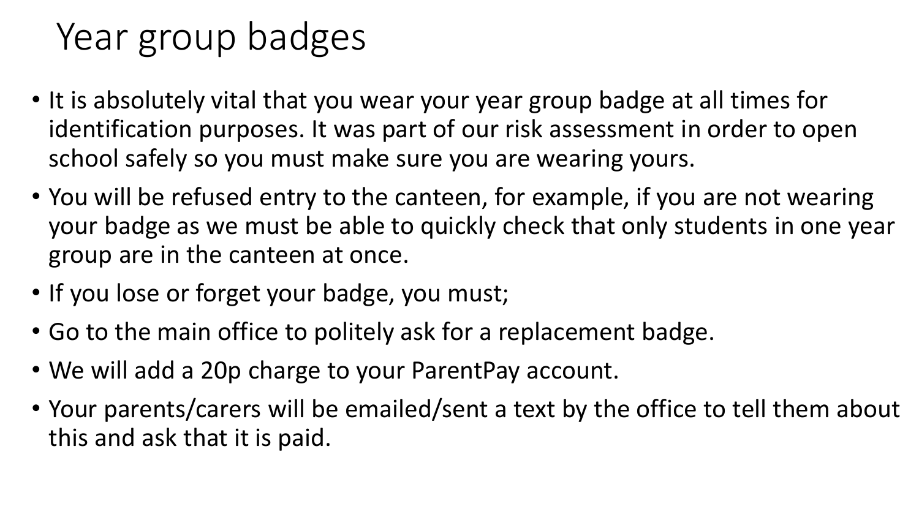# Year group badges

- It is absolutely vital that you wear your year group badge at all times for identification purposes. It was part of our risk assessment in order to open school safely so you must make sure you are wearing yours.
- You will be refused entry to the canteen, for example, if you are not wearing your badge as we must be able to quickly check that only students in one year group are in the canteen at once.
- If you lose or forget your badge, you must;
- Go to the main office to politely ask for a replacement badge.
- We will add a 20p charge to your ParentPay account.
- Your parents/carers will be emailed/sent a text by the office to tell them about this and ask that it is paid.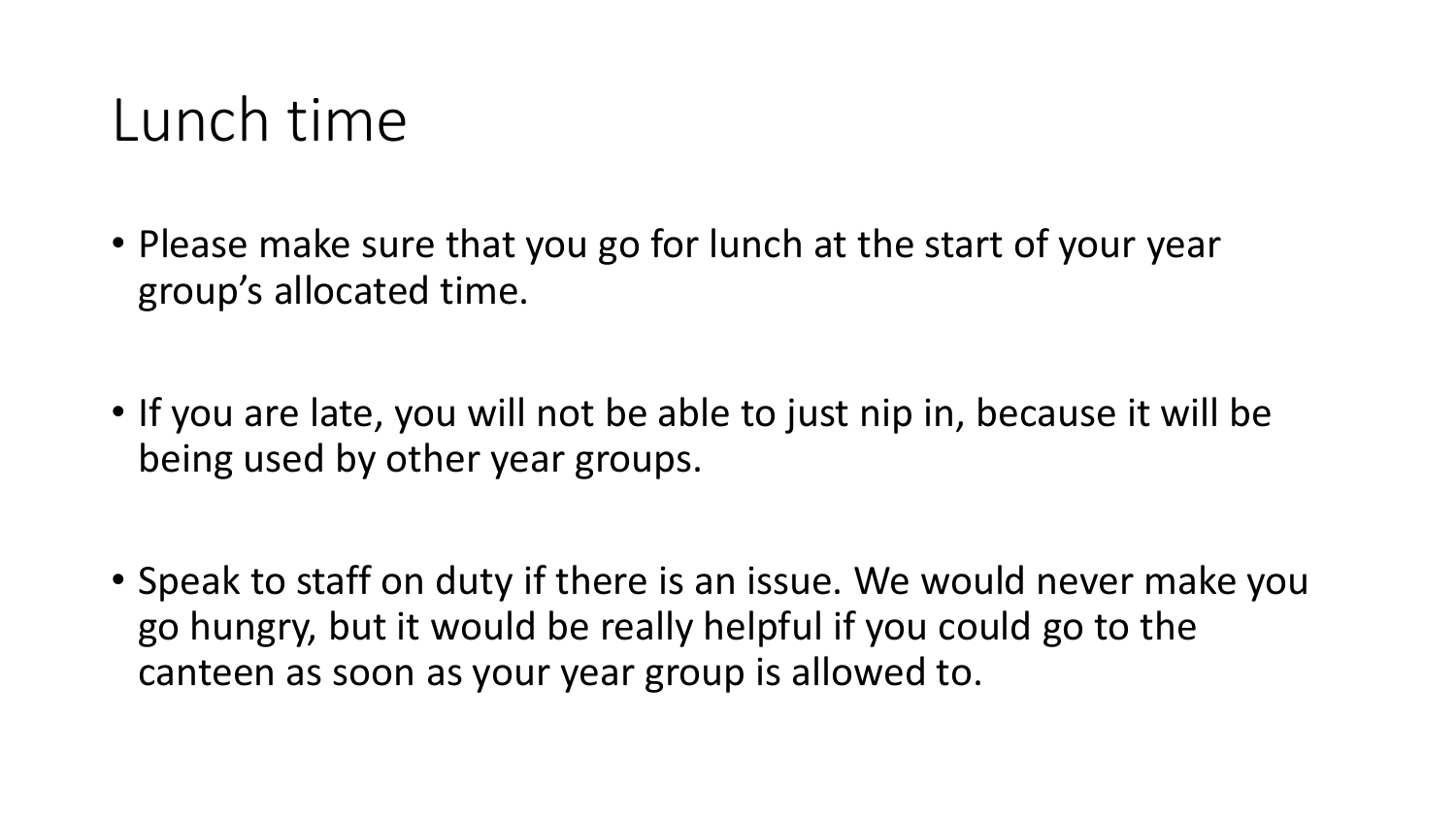# Lunch time

- Please make sure that you go for lunch at the start of your year group's allocated time.
- If you are late, you will not be able to just nip in, because it will be being used by other year groups.
- Speak to staff on duty if there is an issue. We would never make you go hungry, but it would be really helpful if you could go to the canteen as soon as your year group is allowed to.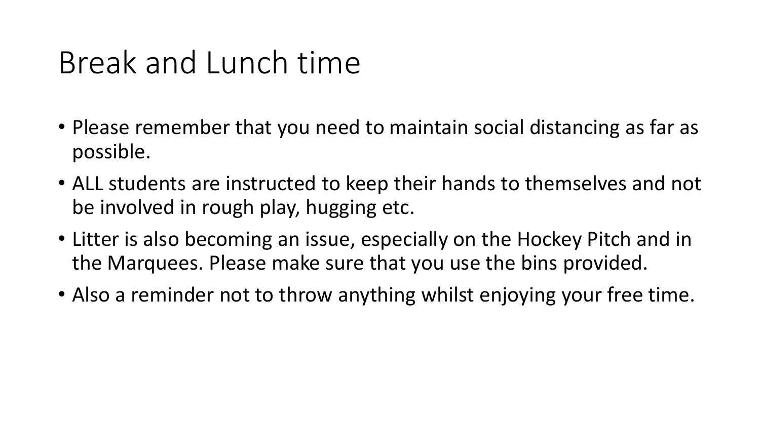# Break and Lunch time

- Please remember that you need to maintain social distancing as far as possible.
- ALL students are instructed to keep their hands to themselves and not be involved in rough play, hugging etc.
- Litter is also becoming an issue, especially on the Hockey Pitch and in the Marquees. Please make sure that you use the bins provided.
- Also a reminder not to throw anything whilst enjoying your free time.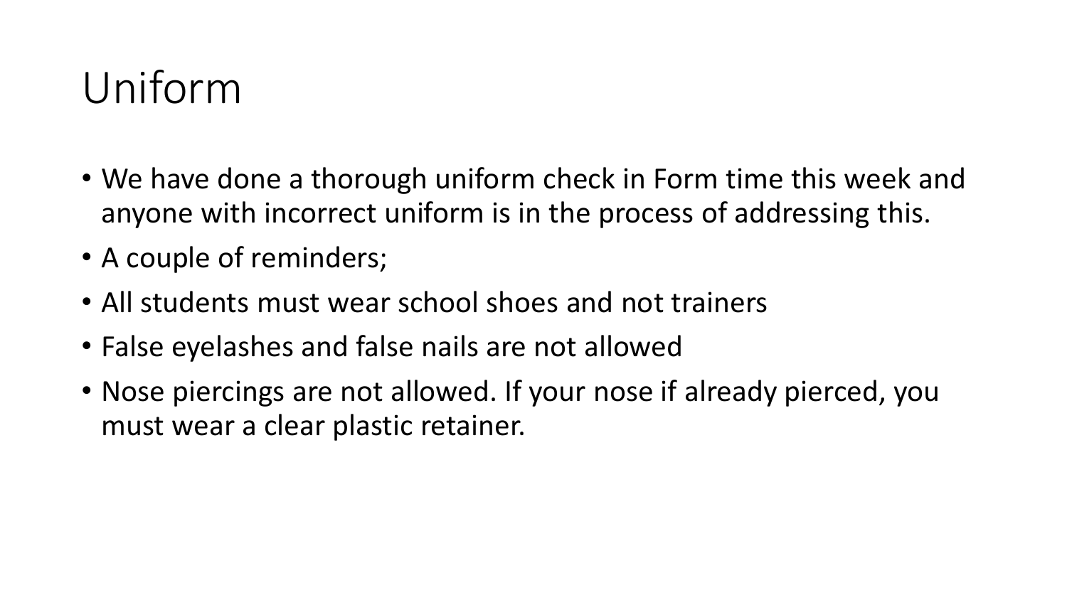# Uniform

- We have done a thorough uniform check in Form time this week and anyone with incorrect uniform is in the process of addressing this.
- A couple of reminders;
- All students must wear school shoes and not trainers
- False eyelashes and false nails are not allowed
- Nose piercings are not allowed. If your nose if already pierced, you must wear a clear plastic retainer.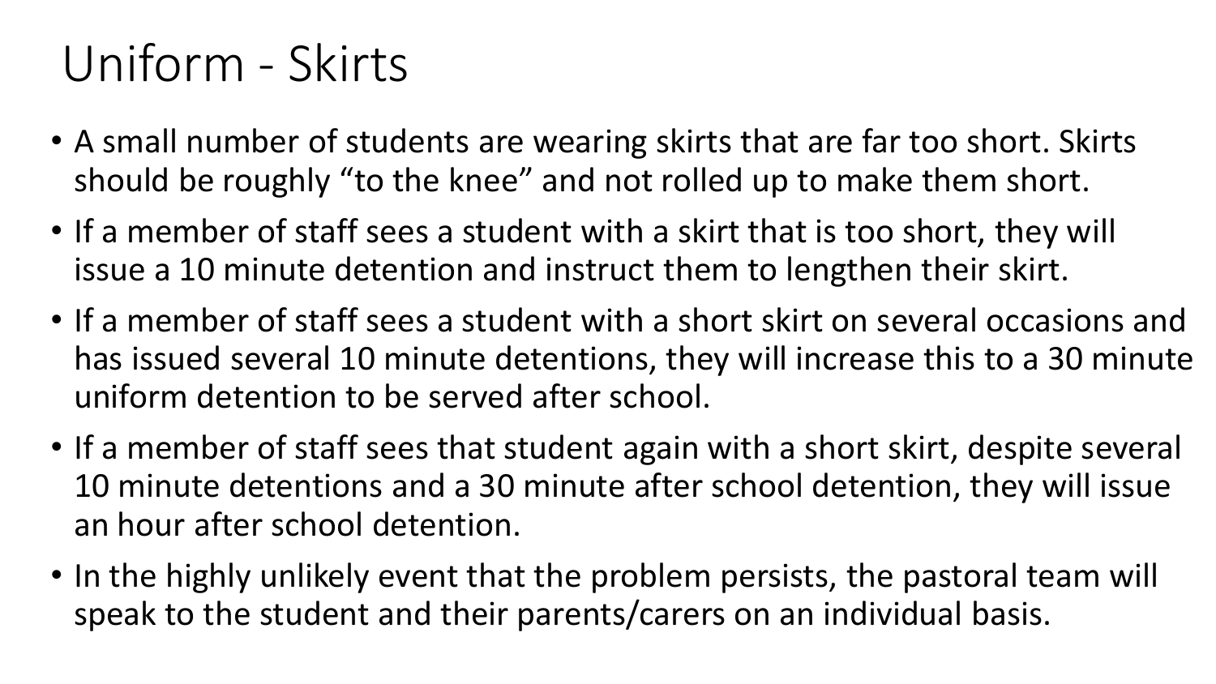# Uniform - Skirts

- A small number of students are wearing skirts that are far too short. Skirts should be roughly "to the knee" and not rolled up to make them short.
- If a member of staff sees a student with a skirt that is too short, they will issue a 10 minute detention and instruct them to lengthen their skirt.
- If a member of staff sees a student with a short skirt on several occasions and has issued several 10 minute detentions, they will increase this to a 30 minute uniform detention to be served after school.
- If a member of staff sees that student again with a short skirt, despite several 10 minute detentions and a 30 minute after school detention, they will issue an hour after school detention.
- In the highly unlikely event that the problem persists, the pastoral team will speak to the student and their parents/carers on an individual basis.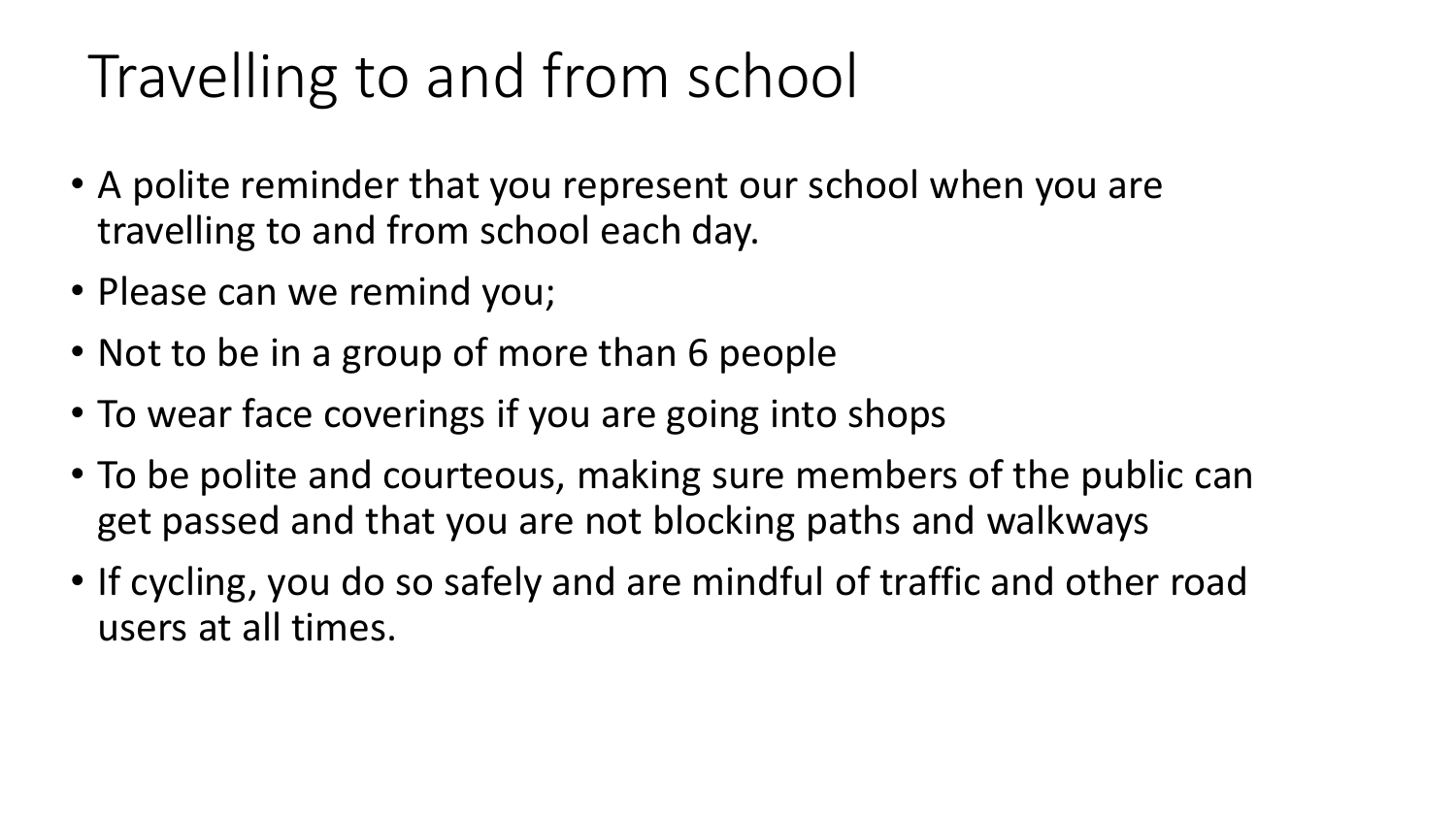# Travelling to and from school

- A polite reminder that you represent our school when you are travelling to and from school each day.
- Please can we remind you;
- Not to be in a group of more than 6 people
- To wear face coverings if you are going into shops
- To be polite and courteous, making sure members of the public can get passed and that you are not blocking paths and walkways
- If cycling, you do so safely and are mindful of traffic and other road users at all times.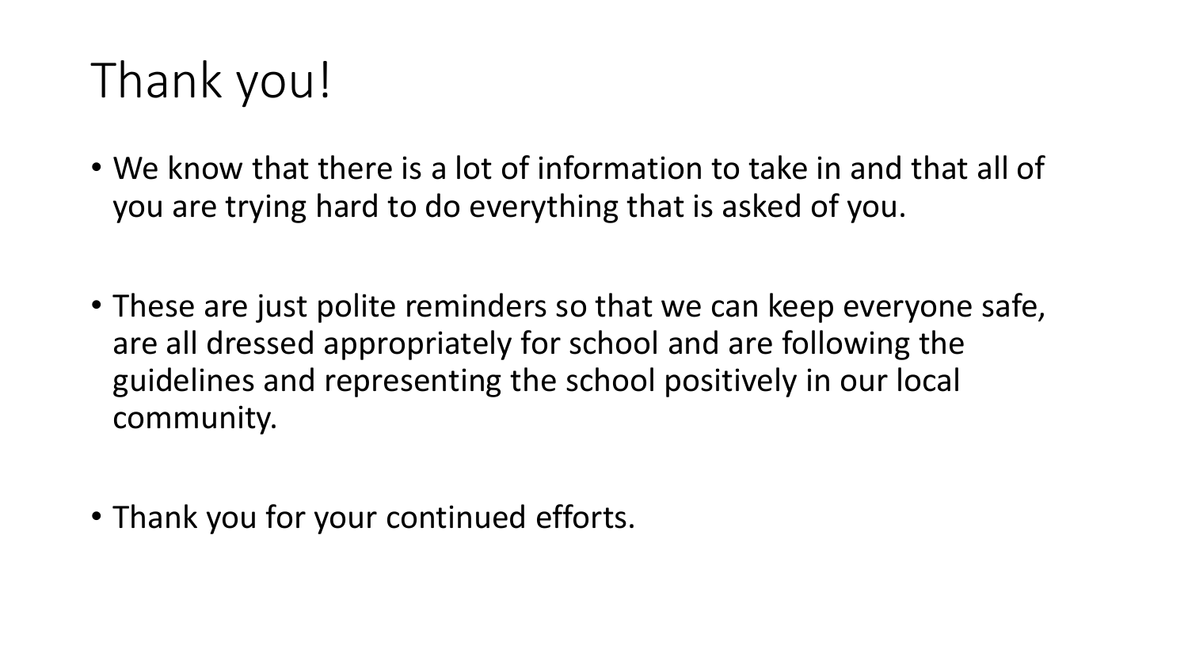# Thank you!

- We know that there is a lot of information to take in and that all of you are trying hard to do everything that is asked of you.
- These are just polite reminders so that we can keep everyone safe, are all dressed appropriately for school and are following the guidelines and representing the school positively in our local community.
- Thank you for your continued efforts.